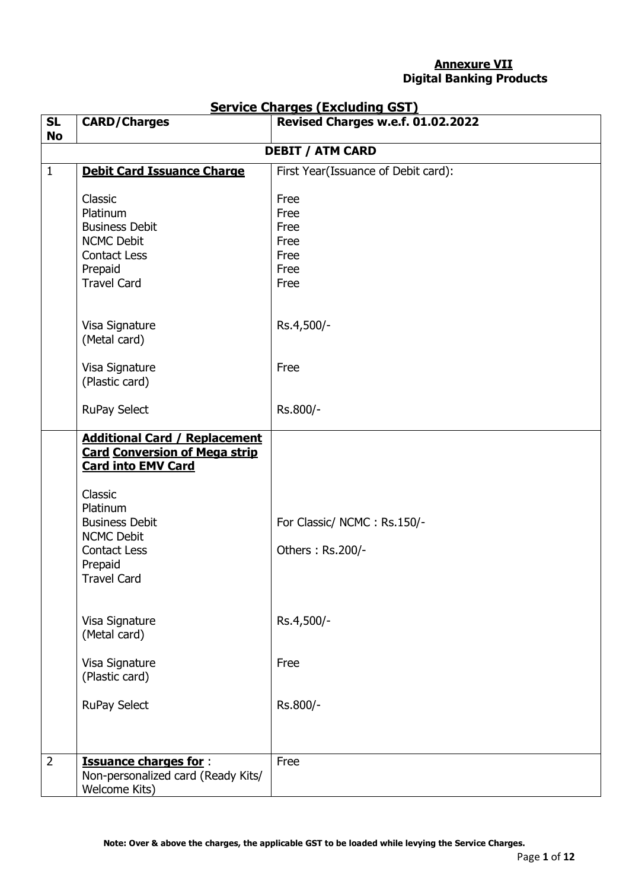**Annexure VII**
**Digital Banking Products**

## Service Charges (Excluding GST)

| SL No | CARD/Charges | Revised Charges w.e.f. 01.02.2022 |
|---|---|---|
| **DEBIT / ATM CARD** | | |
| 1 | **Debit Card Issuance Charge**<br><br>Classic<br>Platinum<br>Business Debit<br>NCMC Debit<br>Contact Less<br>Prepaid<br>Travel Card<br><br>Visa Signature (Metal card)<br><br>Visa Signature (Plastic card)<br><br>RuPay Select | First Year(Issuance of Debit card):<br><br>Free<br>Free<br>Free<br>Free<br>Free<br>Free<br>Free<br><br>Rs.4,500/-<br><br>Free<br><br>Rs.800/- |
| | **Additional Card / Replacement Card Conversion of Mega strip Card into EMV Card**<br><br>Classic<br>Platinum<br>Business Debit<br>NCMC Debit<br>Contact Less<br>Prepaid<br>Travel Card<br><br>Visa Signature (Metal card)<br><br>Visa Signature (Plastic card)<br><br>RuPay Select | For Classic/ NCMC : Rs.150/-<br><br>Others : Rs.200/-<br><br>Rs.4,500/-<br><br>Free<br><br>Rs.800/- |
| 2 | **Issuance charges for** :<br>Non-personalized card (Ready Kits/ Welcome Kits) | Free |

**Note: Over & above the charges, the applicable GST to be loaded while levying the Service Charges.**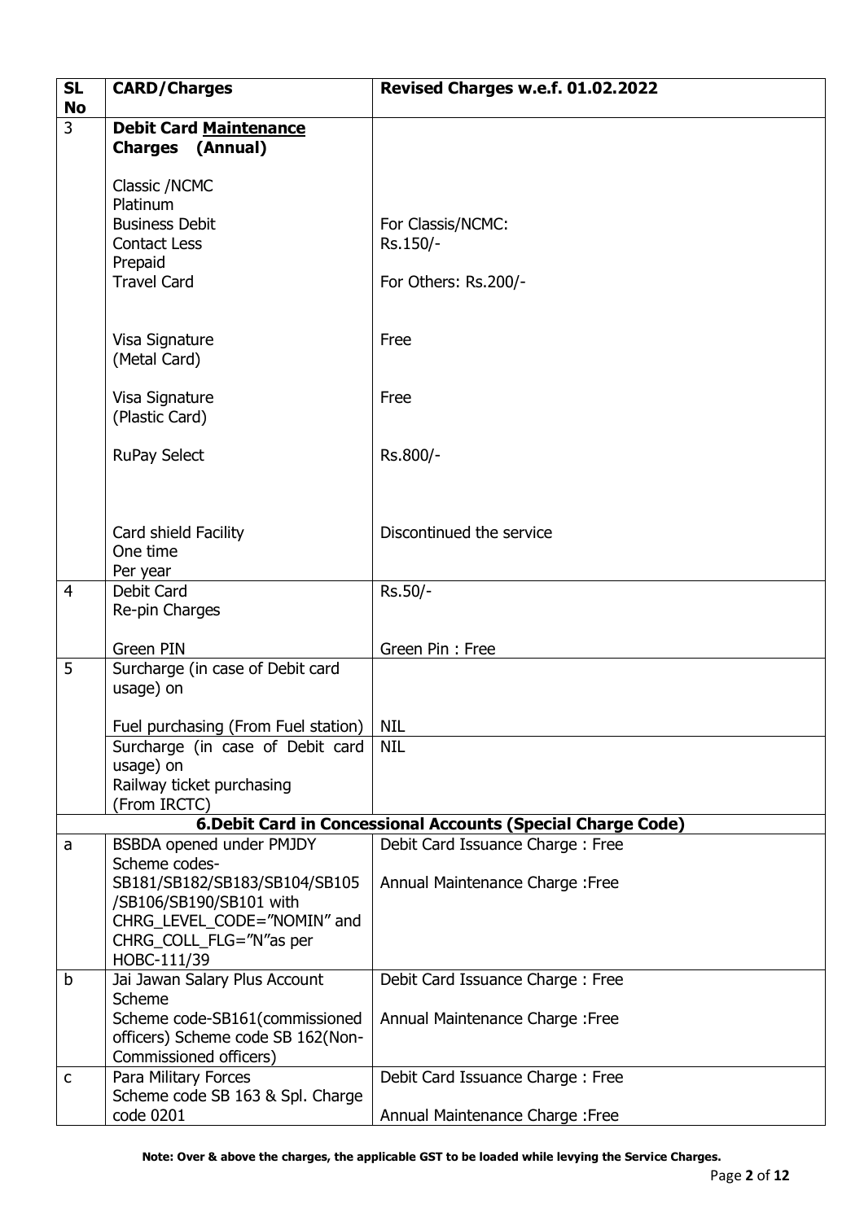| SL No | CARD/Charges | Revised Charges w.e.f. 01.02.2022 |
|---|---|---|
| 3 | **Debit Card Maintenance Charges (Annual)**<br><br>Classic /NCMC<br>Platinum<br>Business Debit<br>Contact Less<br>Prepaid<br>Travel Card<br><br>Visa Signature (Metal Card)<br><br>Visa Signature (Plastic Card)<br><br>RuPay Select<br><br>Card shield Facility<br>One time<br>Per year | For Classis/NCMC:<br>Rs.150/-<br><br>For Others: Rs.200/-<br><br>Free<br><br>Free<br><br>Rs.800/-<br><br>Discontinued the service |
| 4 | Debit Card<br>Re-pin Charges<br><br>Green PIN | Rs.50/-<br><br>Green Pin : Free |
| 5 | Surcharge (in case of Debit card usage) on<br><br>Fuel purchasing (From Fuel station) | NIL |
| | Surcharge (in case of Debit card usage) on<br>Railway ticket purchasing<br>(From IRCTC) | NIL |
| | **6.Debit Card in Concessional Accounts (Special Charge Code)** | |
| a | BSBDA opened under PMJDY Scheme codes-SB181/SB182/SB183/SB104/SB105/SB106/SB190/SB101 with CHRG_LEVEL_CODE="NOMIN" and CHRG_COLL_FLG="N"as per HOBC-111/39 | Debit Card Issuance Charge : Free<br><br>Annual Maintenance Charge :Free |
| b | Jai Jawan Salary Plus Account Scheme<br>Scheme code-SB161(commissioned officers) Scheme code SB 162(Non-Commissioned officers) | Debit Card Issuance Charge : Free<br><br>Annual Maintenance Charge :Free |
| c | Para Military Forces<br>Scheme code SB 163 & Spl. Charge code 0201 | Debit Card Issuance Charge : Free<br><br>Annual Maintenance Charge :Free |

**Note: Over & above the charges, the applicable GST to be loaded while levying the Service Charges.**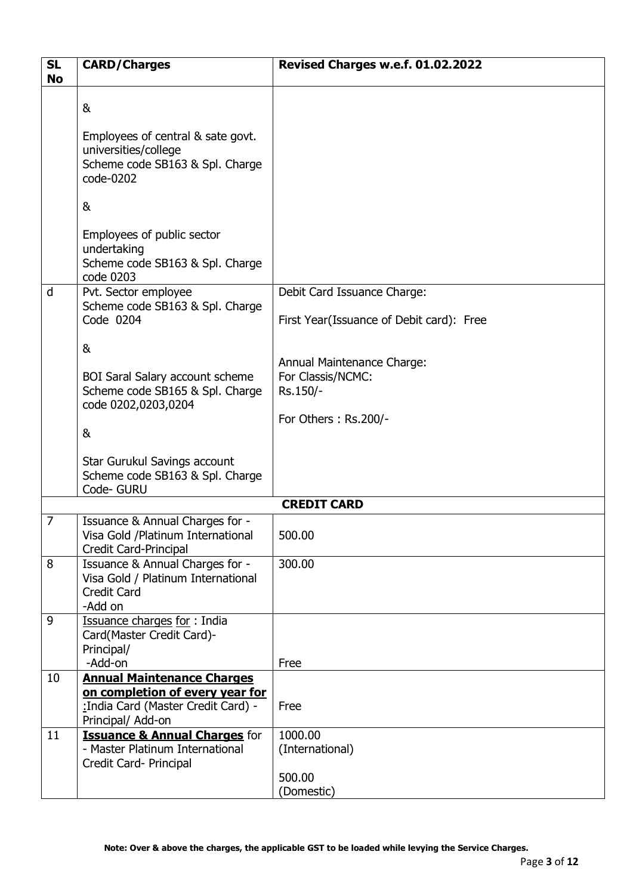| SL No | CARD/Charges | Revised Charges w.e.f. 01.02.2022 |
|---|---|---|
| | & <br><br> Employees of central & sate govt. universities/college <br> Scheme code SB163 & Spl. Charge code-0202 <br><br> & <br><br> Employees of public sector undertaking <br> Scheme code SB163 & Spl. Charge code 0203 | |
| d | Pvt. Sector employee <br> Scheme code SB163 & Spl. Charge Code 0204 <br><br> & <br><br> BOI Saral Salary account scheme <br> Scheme code SB165 & Spl. Charge code 0202,0203,0204 <br><br> & <br><br> Star Gurukul Savings account <br> Scheme code SB163 & Spl. Charge Code- GURU | Debit Card Issuance Charge: <br><br> First Year(Issuance of Debit card): Free <br><br> Annual Maintenance Charge: <br> For Classis/NCMC: <br> Rs.150/- <br><br> For Others : Rs.200/- |
| | **CREDIT CARD** | |
| 7 | Issuance & Annual Charges for - Visa Gold /Platinum International Credit Card-Principal | 500.00 |
| 8 | Issuance & Annual Charges for - Visa Gold / Platinum International Credit Card <br> -Add on | 300.00 |
| 9 | Issuance charges for : India Card(Master Credit Card)- Principal/ <br> -Add-on | Free |
| 10 | **Annual Maintenance Charges on completion of every year for :**India Card (Master Credit Card) - Principal/ Add-on | Free |
| 11 | **Issuance & Annual Charges** for - Master Platinum International Credit Card- Principal | 1000.00 (International) <br><br> 500.00 (Domestic) |

**Note: Over & above the charges, the applicable GST to be loaded while levying the Service Charges.**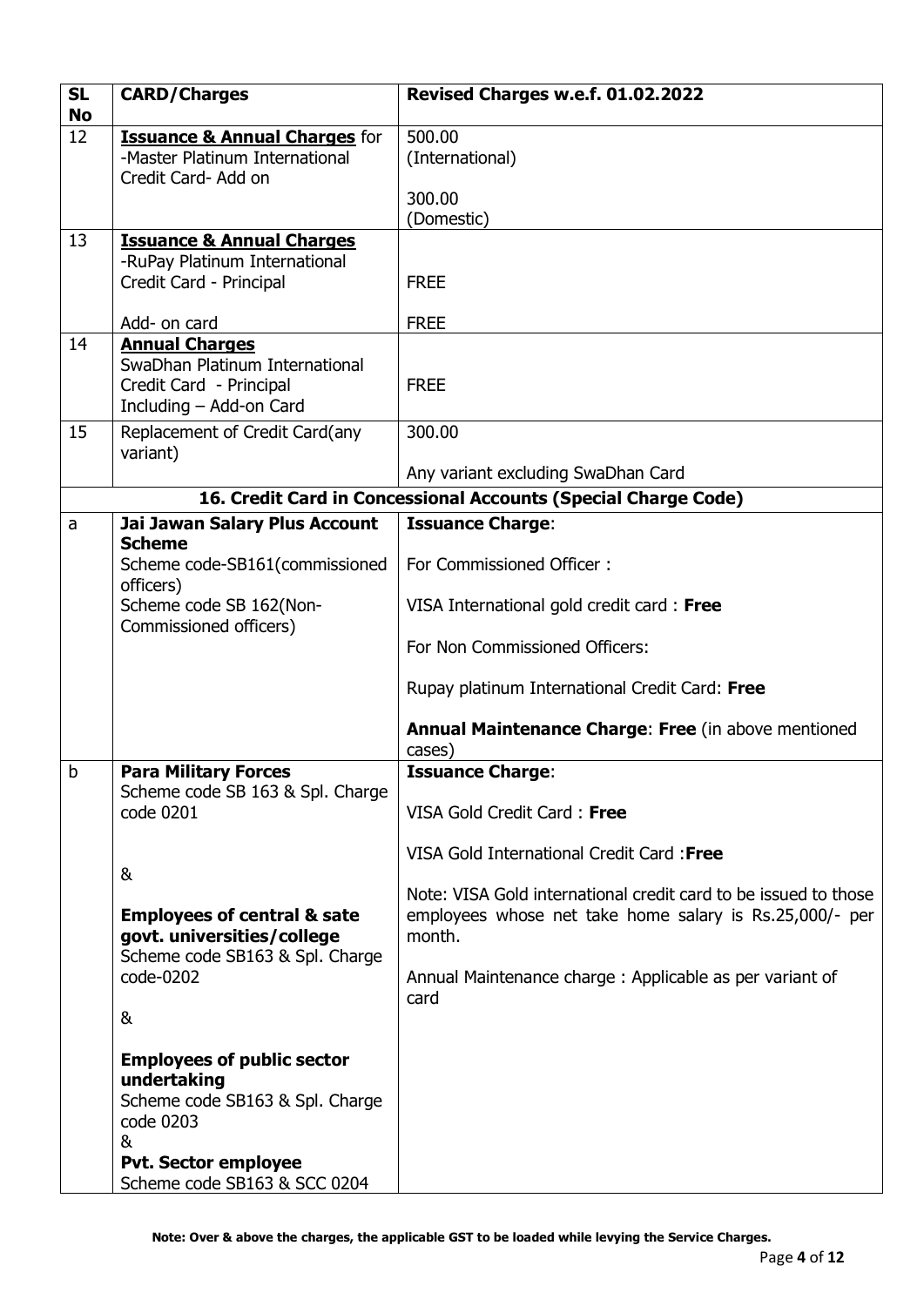| SL No | CARD/Charges | Revised Charges w.e.f. 01.02.2022 |
|---|---|---|
| 12 | **Issuance & Annual Charges** for -Master Platinum International Credit Card- Add on | 500.00 (International)<br><br>300.00 (Domestic) |
| 13 | **Issuance & Annual Charges** -RuPay Platinum International Credit Card - Principal<br><br>Add- on card | FREE<br><br>FREE |
| 14 | **Annual Charges** SwaDhan Platinum International Credit Card - Principal Including – Add-on Card | FREE |
| 15 | Replacement of Credit Card(any variant) | 300.00<br><br>Any variant excluding SwaDhan Card |
| **16. Credit Card in Concessional Accounts (Special Charge Code)** | | |
| a | **Jai Jawan Salary Plus Account Scheme**<br>Scheme code-SB161(commissioned officers)<br>Scheme code SB 162(Non-Commissioned officers) | **Issuance Charge**:<br><br>For Commissioned Officer :<br><br>VISA International gold credit card : **Free**<br><br>For Non Commissioned Officers:<br><br>Rupay platinum International Credit Card: **Free**<br><br>**Annual Maintenance Charge**: **Free** (in above mentioned cases) |
| b | **Para Military Forces**<br>Scheme code SB 163 & Spl. Charge code 0201<br><br>&<br><br>**Employees of central & sate govt. universities/college**<br>Scheme code SB163 & Spl. Charge code-0202<br><br>&<br><br>**Employees of public sector undertaking**<br>Scheme code SB163 & Spl. Charge code 0203<br>&<br>**Pvt. Sector employee**<br>Scheme code SB163 & SCC 0204 | **Issuance Charge**:<br><br>VISA Gold Credit Card : **Free**<br><br>VISA Gold International Credit Card :**Free**<br><br>Note: VISA Gold international credit card to be issued to those employees whose net take home salary is Rs.25,000/- per month.<br><br>Annual Maintenance charge : Applicable as per variant of card |

**Note: Over & above the charges, the applicable GST to be loaded while levying the Service Charges.**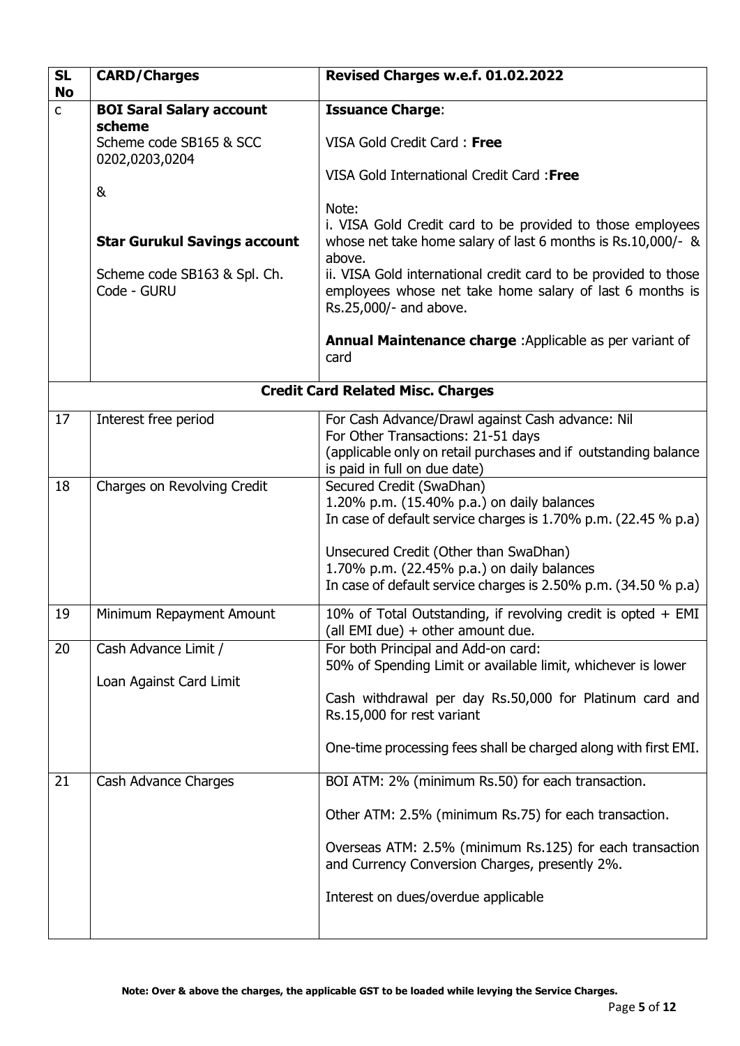| SL No | CARD/Charges | Revised Charges w.e.f. 01.02.2022 |
|---|---|---|
| c | **BOI Saral Salary account scheme**<br>Scheme code SB165 & SCC 0202,0203,0204<br><br>&<br><br>**Star Gurukul Savings account**<br><br>Scheme code SB163 & Spl. Ch. Code - GURU | **Issuance Charge**:<br><br>VISA Gold Credit Card : **Free**<br><br>VISA Gold International Credit Card :**Free**<br><br>Note:<br>i. VISA Gold Credit card to be provided to those employees whose net take home salary of last 6 months is Rs.10,000/- & above.<br>ii. VISA Gold international credit card to be provided to those employees whose net take home salary of last 6 months is Rs.25,000/- and above.<br><br>**Annual Maintenance charge** :Applicable as per variant of card |
| | **Credit Card Related Misc. Charges** | |
| 17 | Interest free period | For Cash Advance/Drawl against Cash advance: Nil<br>For Other Transactions: 21-51 days<br>(applicable only on retail purchases and if outstanding balance is paid in full on due date) |
| 18 | Charges on Revolving Credit | Secured Credit (SwaDhan)<br>1.20% p.m. (15.40% p.a.) on daily balances<br>In case of default service charges is 1.70% p.m. (22.45 % p.a)<br><br>Unsecured Credit (Other than SwaDhan)<br>1.70% p.m. (22.45% p.a.) on daily balances<br>In case of default service charges is 2.50% p.m. (34.50 % p.a) |
| 19 | Minimum Repayment Amount | 10% of Total Outstanding, if revolving credit is opted + EMI (all EMI due) + other amount due. |
| 20 | Cash Advance Limit /<br><br>Loan Against Card Limit | For both Principal and Add-on card:<br>50% of Spending Limit or available limit, whichever is lower<br><br>Cash withdrawal per day Rs.50,000 for Platinum card and Rs.15,000 for rest variant<br><br>One-time processing fees shall be charged along with first EMI. |
| 21 | Cash Advance Charges | BOI ATM: 2% (minimum Rs.50) for each transaction.<br><br>Other ATM: 2.5% (minimum Rs.75) for each transaction.<br><br>Overseas ATM: 2.5% (minimum Rs.125) for each transaction and Currency Conversion Charges, presently 2%.<br><br>Interest on dues/overdue applicable |

**Note: Over & above the charges, the applicable GST to be loaded while levying the Service Charges.**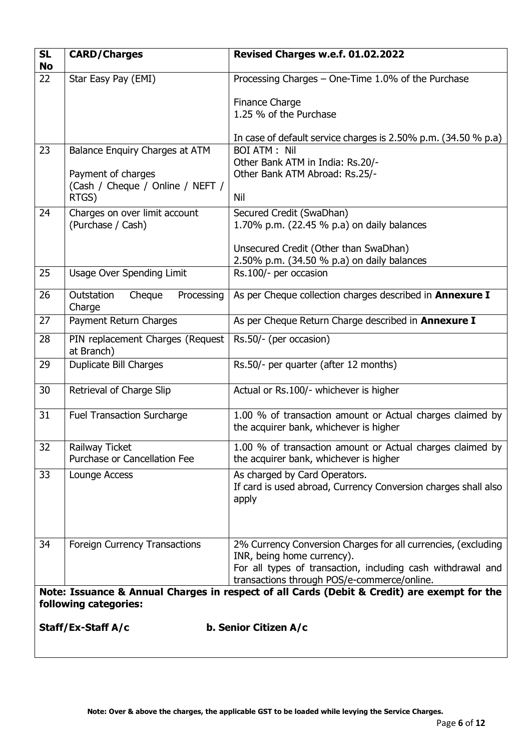| SL No | CARD/Charges | Revised Charges w.e.f. 01.02.2022 |
|---|---|---|
| 22 | Star Easy Pay (EMI) | Processing Charges – One-Time 1.0% of the Purchase<br><br>Finance Charge<br>1.25 % of the Purchase<br><br>In case of default service charges is 2.50% p.m. (34.50 % p.a) |
| 23 | Balance Enquiry Charges at ATM<br><br>Payment of charges (Cash / Cheque / Online / NEFT / RTGS) | BOI ATM : Nil<br>Other Bank ATM in India: Rs.20/-<br>Other Bank ATM Abroad: Rs.25/-<br><br>Nil |
| 24 | Charges on over limit account (Purchase / Cash) | Secured Credit (SwaDhan)<br>1.70% p.m. (22.45 % p.a) on daily balances<br><br>Unsecured Credit (Other than SwaDhan)<br>2.50% p.m. (34.50 % p.a) on daily balances |
| 25 | Usage Over Spending Limit | Rs.100/- per occasion |
| 26 | Outstation Cheque Processing Charge | As per Cheque collection charges described in **Annexure I** |
| 27 | Payment Return Charges | As per Cheque Return Charge described in **Annexure I** |
| 28 | PIN replacement Charges (Request at Branch) | Rs.50/- (per occasion) |
| 29 | Duplicate Bill Charges | Rs.50/- per quarter (after 12 months) |
| 30 | Retrieval of Charge Slip | Actual or Rs.100/- whichever is higher |
| 31 | Fuel Transaction Surcharge | 1.00 % of transaction amount or Actual charges claimed by the acquirer bank, whichever is higher |
| 32 | Railway Ticket<br>Purchase or Cancellation Fee | 1.00 % of transaction amount or Actual charges claimed by the acquirer bank, whichever is higher |
| 33 | Lounge Access | As charged by Card Operators.<br>If card is used abroad, Currency Conversion charges shall also apply |
| 34 | Foreign Currency Transactions | 2% Currency Conversion Charges for all currencies, (excluding INR, being home currency).<br>For all types of transaction, including cash withdrawal and transactions through POS/e-commerce/online. |

**Note: Issuance & Annual Charges in respect of all Cards (Debit & Credit) are exempt for the following categories:**

**Staff/Ex-Staff A/c** **b. Senior Citizen A/c**

**Note: Over & above the charges, the applicable GST to be loaded while levying the Service Charges.**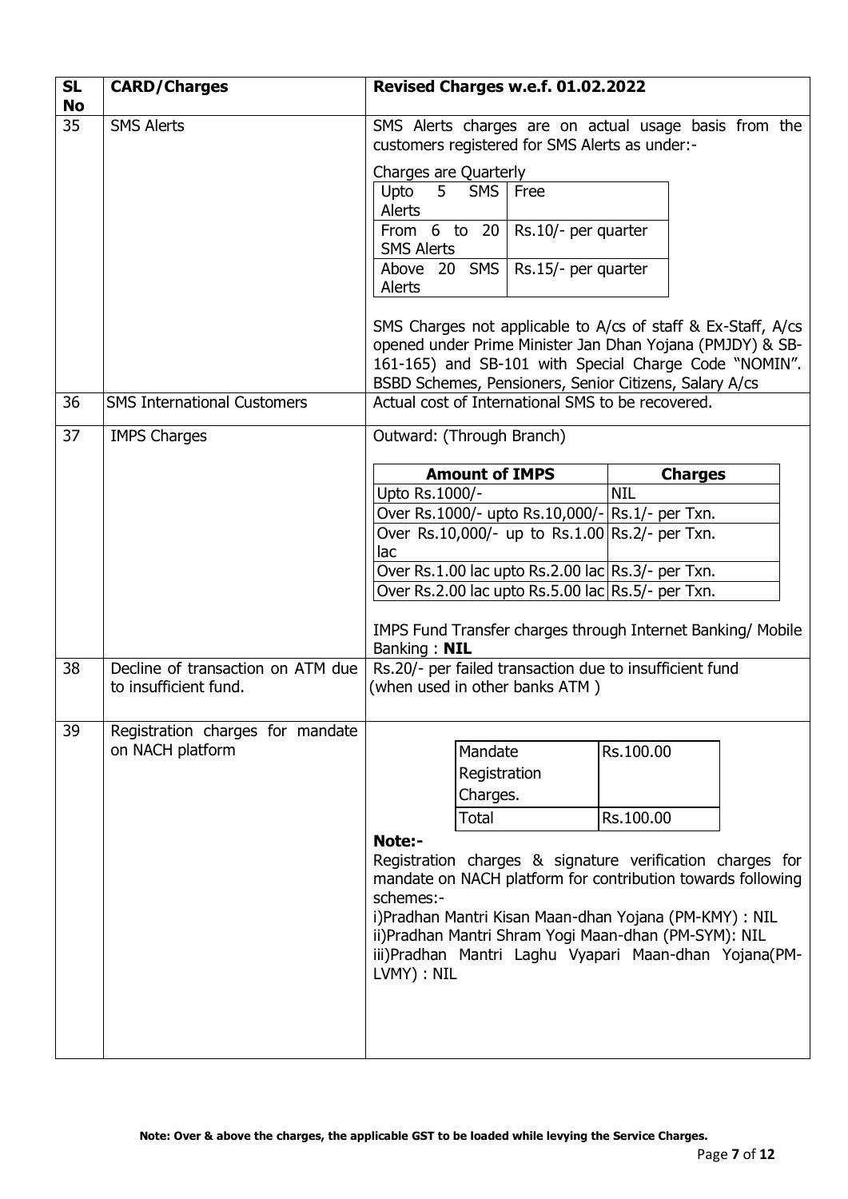| SL No | CARD/Charges | Revised Charges w.e.f. 01.02.2022 |
|---|---|---|
| 35 | SMS Alerts | SMS Alerts charges are on actual usage basis from the customers registered for SMS Alerts as under:-<br><br>Charges are Quarterly<br>Upto 5 SMS Alerts: Free<br>From 6 to 20 SMS Alerts: Rs.10/- per quarter<br>Above 20 SMS Alerts: Rs.15/- per quarter<br><br>SMS Charges not applicable to A/cs of staff & Ex-Staff, A/cs opened under Prime Minister Jan Dhan Yojana (PMJDY) & SB-161-165) and SB-101 with Special Charge Code "NOMIN". BSBD Schemes, Pensioners, Senior Citizens, Salary A/cs |
| 36 | SMS International Customers | Actual cost of International SMS to be recovered. |
| 37 | IMPS Charges | Outward: (Through Branch)<br><br>**Amount of IMPS** — **Charges**<br>Upto Rs.1000/-: NIL<br>Over Rs.1000/- upto Rs.10,000/-: Rs.1/- per Txn.<br>Over Rs.10,000/- up to Rs.1.00 lac: Rs.2/- per Txn.<br>Over Rs.1.00 lac upto Rs.2.00 lac: Rs.3/- per Txn.<br>Over Rs.2.00 lac upto Rs.5.00 lac: Rs.5/- per Txn.<br><br>IMPS Fund Transfer charges through Internet Banking/ Mobile Banking : **NIL** |
| 38 | Decline of transaction on ATM due to insufficient fund. | Rs.20/- per failed transaction due to insufficient fund (when used in other banks ATM ) |
| 39 | Registration charges for mandate on NACH platform | Mandate Registration Charges.: Rs.100.00<br>Total: Rs.100.00<br><br>**Note:-**<br>Registration charges & signature verification charges for mandate on NACH platform for contribution towards following schemes:-<br>i)Pradhan Mantri Kisan Maan-dhan Yojana (PM-KMY) : NIL<br>ii)Pradhan Mantri Shram Yogi Maan-dhan (PM-SYM): NIL<br>iii)Pradhan Mantri Laghu Vyapari Maan-dhan Yojana(PM-LVMY) : NIL |

**Note: Over & above the charges, the applicable GST to be loaded while levying the Service Charges.**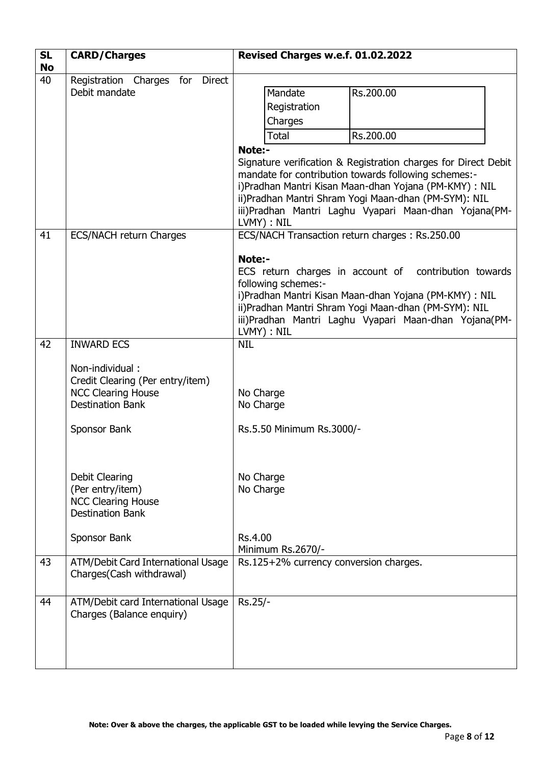| SL No | CARD/Charges | Revised Charges w.e.f. 01.02.2022 |
|---|---|---|
| 40 | Registration Charges for Direct Debit mandate | Mandate Registration Charges: Rs.200.00<br>Total: Rs.200.00<br>**Note:-**<br>Signature verification & Registration charges for Direct Debit mandate for contribution towards following schemes:-<br>i)Pradhan Mantri Kisan Maan-dhan Yojana (PM-KMY) : NIL<br>ii)Pradhan Mantri Shram Yogi Maan-dhan (PM-SYM): NIL<br>iii)Pradhan Mantri Laghu Vyapari Maan-dhan Yojana(PM-LVMY) : NIL |
| 41 | ECS/NACH return Charges | ECS/NACH Transaction return charges : Rs.250.00<br>**Note:-**<br>ECS return charges in account of contribution towards following schemes:-<br>i)Pradhan Mantri Kisan Maan-dhan Yojana (PM-KMY) : NIL<br>ii)Pradhan Mantri Shram Yogi Maan-dhan (PM-SYM): NIL<br>iii)Pradhan Mantri Laghu Vyapari Maan-dhan Yojana(PM-LVMY) : NIL |
| 42 | INWARD ECS | NIL |
| | Non-individual :<br>Credit Clearing (Per entry/item)<br>NCC Clearing House<br>Destination Bank | <br><br>No Charge<br>No Charge |
| | Sponsor Bank | Rs.5.50 Minimum Rs.3000/- |
| | Debit Clearing<br>(Per entry/item)<br>NCC Clearing House<br>Destination Bank | No Charge<br>No Charge |
| | Sponsor Bank | Rs.4.00<br>Minimum Rs.2670/- |
| 43 | ATM/Debit Card International Usage Charges(Cash withdrawal) | Rs.125+2% currency conversion charges. |
| 44 | ATM/Debit card International Usage Charges (Balance enquiry) | Rs.25/- |

**Note: Over & above the charges, the applicable GST to be loaded while levying the Service Charges.**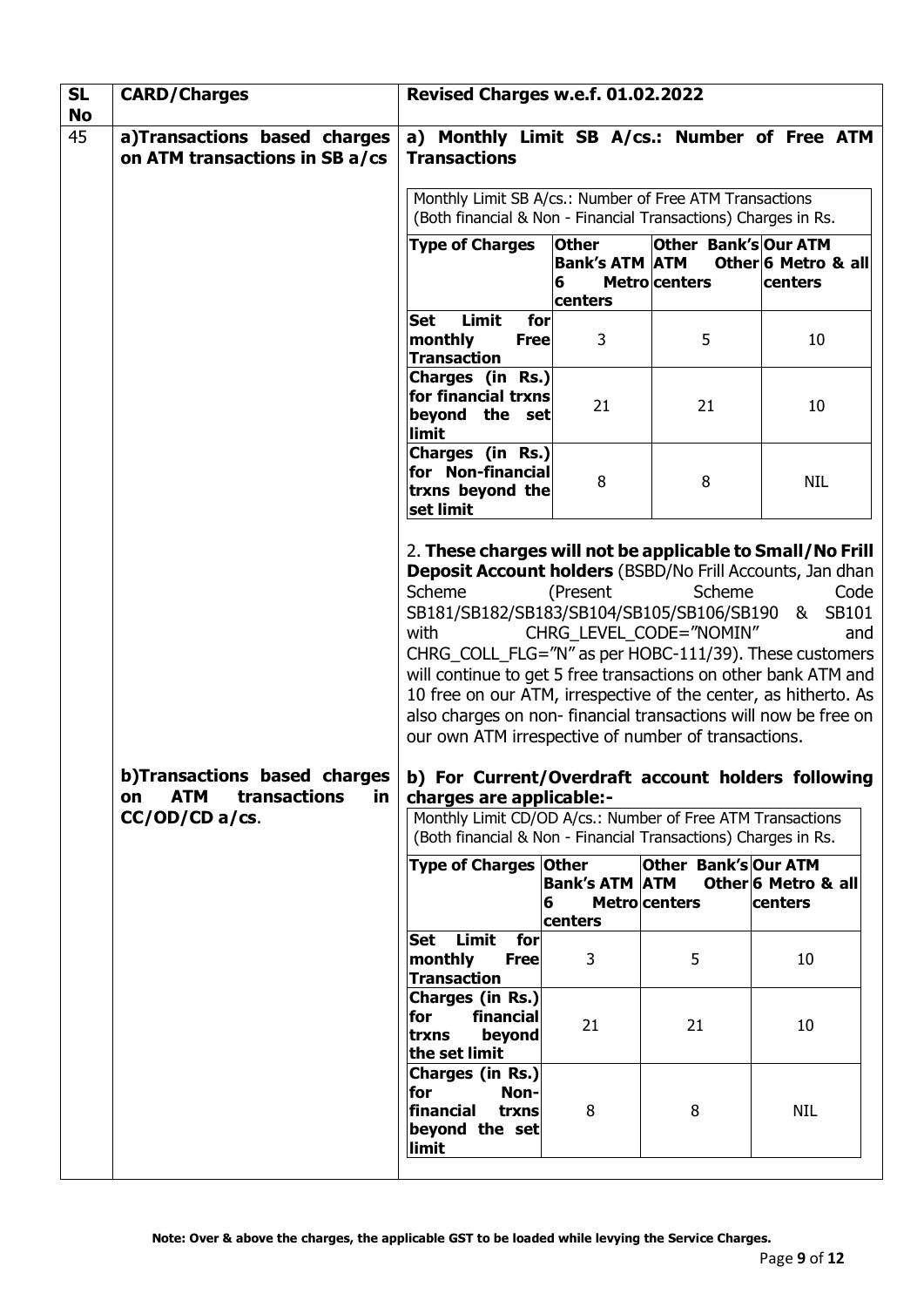| SL No | CARD/Charges | Revised Charges w.e.f. 01.02.2022 |
|---|---|---|
| 45 | **a)Transactions based charges on ATM transactions in SB a/cs** | **a) Monthly Limit SB A/cs.: Number of Free ATM Transactions** |

Monthly Limit SB A/cs.: Number of Free ATM Transactions (Both financial & Non - Financial Transactions) Charges in Rs.

| Type of Charges | Other Bank's ATM 6 Metro centers | Other Bank's ATM Other centers | Our ATM 6 Metro & all centers |
|---|---|---|---|
| **Set Limit for monthly Free Transaction** | 3 | 5 | 10 |
| **Charges (in Rs.) for financial trxns beyond the set limit** | 21 | 21 | 10 |
| **Charges (in Rs.) for Non-financial trxns beyond the set limit** | 8 | 8 | NIL |

2. **These charges will not be applicable to Small/No Frill Deposit Account holders** (BSBD/No Frill Accounts, Jan dhan Scheme (Present Scheme Code SB181/SB182/SB183/SB104/SB105/SB106/SB190 & SB101 with CHRG_LEVEL_CODE="NOMIN" and CHRG_COLL_FLG="N" as per HOBC-111/39). These customers will continue to get 5 free transactions on other bank ATM and 10 free on our ATM, irrespective of the center, as hitherto. As also charges on non- financial transactions will now be free on our own ATM irrespective of number of transactions.

**b)Transactions based charges on ATM transactions in CC/OD/CD a/cs**.

**b) For Current/Overdraft account holders following charges are applicable:-**

Monthly Limit CD/OD A/cs.: Number of Free ATM Transactions (Both financial & Non - Financial Transactions) Charges in Rs.

| Type of Charges | Other Bank's ATM 6 Metro centers | Other Bank's ATM Other centers | Our ATM 6 Metro & all centers |
|---|---|---|---|
| **Set Limit for monthly Free Transaction** | 3 | 5 | 10 |
| **Charges (in Rs.) for financial trxns beyond the set limit** | 21 | 21 | 10 |
| **Charges (in Rs.) for Non-financial trxns beyond the set limit** | 8 | 8 | NIL |

**Note: Over & above the charges, the applicable GST to be loaded while levying the Service Charges.**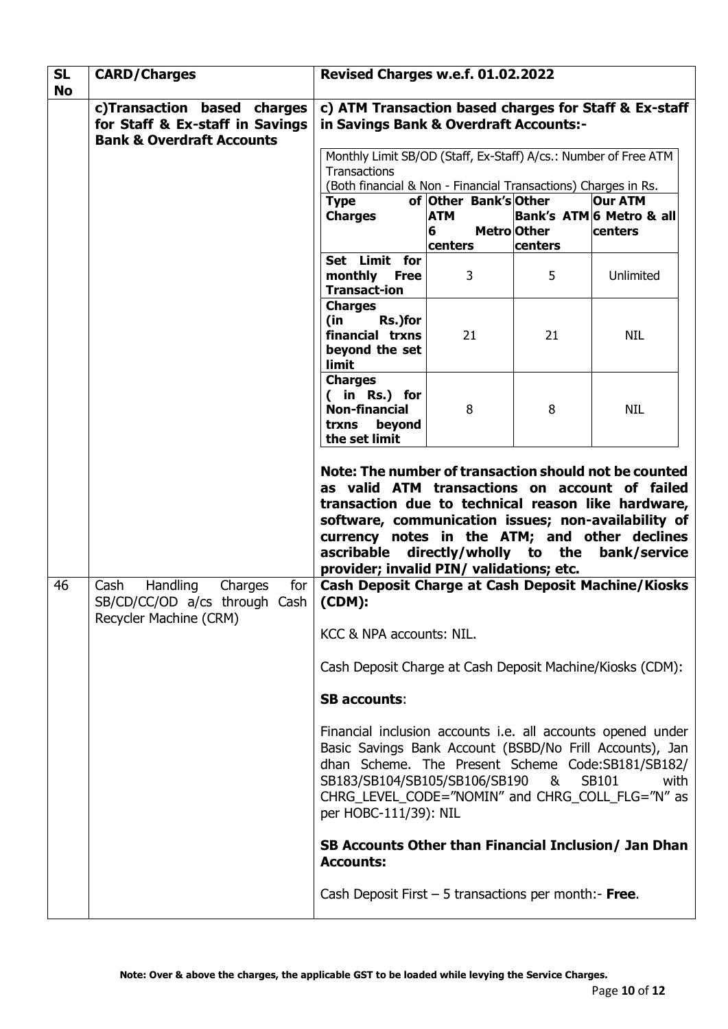| SL No | CARD/Charges | Revised Charges w.e.f. 01.02.2022 |
|---|---|---|
| | **c)Transaction based charges for Staff & Ex-staff in Savings Bank & Overdraft Accounts** | **c) ATM Transaction based charges for Staff & Ex-staff in Savings Bank & Overdraft Accounts:-** |

Monthly Limit SB/OD (Staff, Ex-Staff) A/cs.: Number of Free ATM Transactions
(Both financial & Non - Financial Transactions) Charges in Rs.

| Type of Charges | Other Bank's ATM 6 Metro centers | Other Bank's ATM Other centers | Our ATM 6 Metro & all centers |
|---|---|---|---|
| **Set Limit for monthly Free Transact-ion** | 3 | 5 | Unlimited |
| **Charges (in Rs.)for financial trxns beyond the set limit** | 21 | 21 | NIL |
| **Charges ( in Rs.) for Non-financial trxns beyond the set limit** | 8 | 8 | NIL |

**Note: The number of transaction should not be counted as valid ATM transactions on account of failed transaction due to technical reason like hardware, software, communication issues; non-availability of currency notes in the ATM; and other declines ascribable directly/wholly to the bank/service provider; invalid PIN/ validations; etc.**

| SL No | CARD/Charges | Revised Charges w.e.f. 01.02.2022 |
|---|---|---|
| 46 | Cash Handling Charges for SB/CD/CC/OD a/cs through Cash Recycler Machine (CRM) | **Cash Deposit Charge at Cash Deposit Machine/Kiosks (CDM):** |

KCC & NPA accounts: NIL.

Cash Deposit Charge at Cash Deposit Machine/Kiosks (CDM):

**SB accounts**:

Financial inclusion accounts i.e. all accounts opened under Basic Savings Bank Account (BSBD/No Frill Accounts), Jan dhan Scheme. The Present Scheme Code:SB181/SB182/ SB183/SB104/SB105/SB106/SB190 & SB101 with CHRG_LEVEL_CODE="NOMIN" and CHRG_COLL_FLG="N" as per HOBC-111/39): NIL

**SB Accounts Other than Financial Inclusion/ Jan Dhan Accounts:**

Cash Deposit First – 5 transactions per month:- **Free**.

**Note: Over & above the charges, the applicable GST to be loaded while levying the Service Charges.**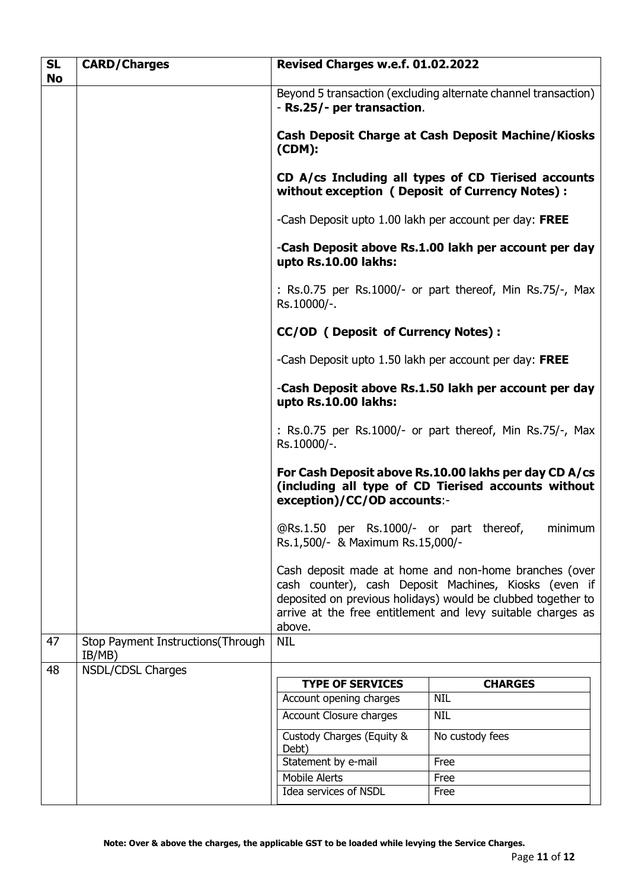| SL No | CARD/Charges | Revised Charges w.e.f. 01.02.2022 |
|---|---|---|
| | | Beyond 5 transaction (excluding alternate channel transaction) - **Rs.25/- per transaction**.<br><br>**Cash Deposit Charge at Cash Deposit Machine/Kiosks (CDM):**<br><br>**CD A/cs Including all types of CD Tierised accounts without exception ( Deposit of Currency Notes) :**<br><br>-Cash Deposit upto 1.00 lakh per account per day: **FREE**<br><br>-**Cash Deposit above Rs.1.00 lakh per account per day upto Rs.10.00 lakhs:**<br><br>: Rs.0.75 per Rs.1000/- or part thereof, Min Rs.75/-, Max Rs.10000/-.<br><br>**CC/OD ( Deposit of Currency Notes) :**<br><br>-Cash Deposit upto 1.50 lakh per account per day: **FREE**<br><br>-**Cash Deposit above Rs.1.50 lakh per account per day upto Rs.10.00 lakhs:**<br><br>: Rs.0.75 per Rs.1000/- or part thereof, Min Rs.75/-, Max Rs.10000/-.<br><br>**For Cash Deposit above Rs.10.00 lakhs per day CD A/cs (including all type of CD Tierised accounts without exception)/CC/OD accounts**:-<br><br>@Rs.1.50 per Rs.1000/- or part thereof, minimum Rs.1,500/- & Maximum Rs.15,000/-<br><br>Cash deposit made at home and non-home branches (over cash counter), cash Deposit Machines, Kiosks (even if deposited on previous holidays) would be clubbed together to arrive at the free entitlement and levy suitable charges as above. |
| 47 | Stop Payment Instructions(Through IB/MB) | NIL |
| 48 | NSDL/CDSL Charges | |

| TYPE OF SERVICES | CHARGES |
|---|---|
| Account opening charges | NIL |
| Account Closure charges | NIL |
| Custody Charges (Equity & Debt) | No custody fees |
| Statement by e-mail | Free |
| Mobile Alerts | Free |
| Idea services of NSDL | Free |

**Note: Over & above the charges, the applicable GST to be loaded while levying the Service Charges.**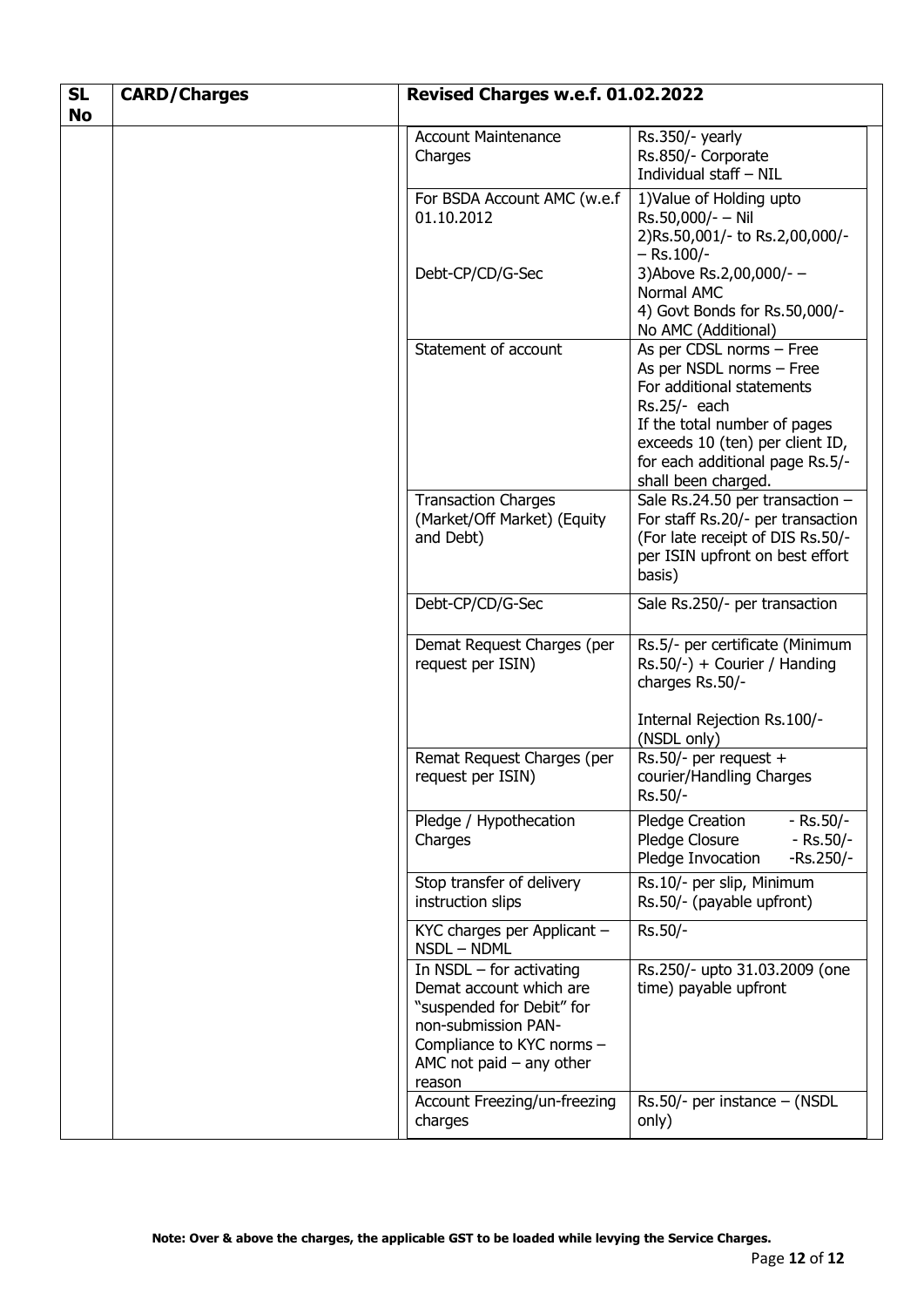| SL No | CARD/Charges | Revised Charges w.e.f. 01.02.2022 | |
|---|---|---|---|
| | | Account Maintenance Charges | Rs.350/- yearly<br>Rs.850/- Corporate<br>Individual staff – NIL |
| | | For BSDA Account AMC (w.e.f 01.10.2012<br><br>Debt-CP/CD/G-Sec | 1)Value of Holding upto Rs.50,000/- – Nil<br>2)Rs.50,001/- to Rs.2,00,000/- – Rs.100/-<br>3)Above Rs.2,00,000/- – Normal AMC<br>4) Govt Bonds for Rs.50,000/- No AMC (Additional) |
| | | Statement of account | As per CDSL norms – Free<br>As per NSDL norms – Free<br>For additional statements Rs.25/- each<br>If the total number of pages exceeds 10 (ten) per client ID, for each additional page Rs.5/- shall been charged. |
| | | Transaction Charges (Market/Off Market) (Equity and Debt) | Sale Rs.24.50 per transaction – For staff Rs.20/- per transaction (For late receipt of DIS Rs.50/- per ISIN upfront on best effort basis) |
| | | Debt-CP/CD/G-Sec | Sale Rs.250/- per transaction |
| | | Demat Request Charges (per request per ISIN) | Rs.5/- per certificate (Minimum Rs.50/-) + Courier / Handing charges Rs.50/-<br><br>Internal Rejection Rs.100/- (NSDL only) |
| | | Remat Request Charges (per request per ISIN) | Rs.50/- per request + courier/Handling Charges Rs.50/- |
| | | Pledge / Hypothecation Charges | Pledge Creation - Rs.50/-<br>Pledge Closure - Rs.50/-<br>Pledge Invocation -Rs.250/- |
| | | Stop transfer of delivery instruction slips | Rs.10/- per slip, Minimum Rs.50/- (payable upfront) |
| | | KYC charges per Applicant – NSDL – NDML | Rs.50/- |
| | | In NSDL – for activating Demat account which are "suspended for Debit" for non-submission PAN-Compliance to KYC norms – AMC not paid – any other reason | Rs.250/- upto 31.03.2009 (one time) payable upfront |
| | | Account Freezing/un-freezing charges | Rs.50/- per instance – (NSDL only) |

**Note: Over & above the charges, the applicable GST to be loaded while levying the Service Charges.**